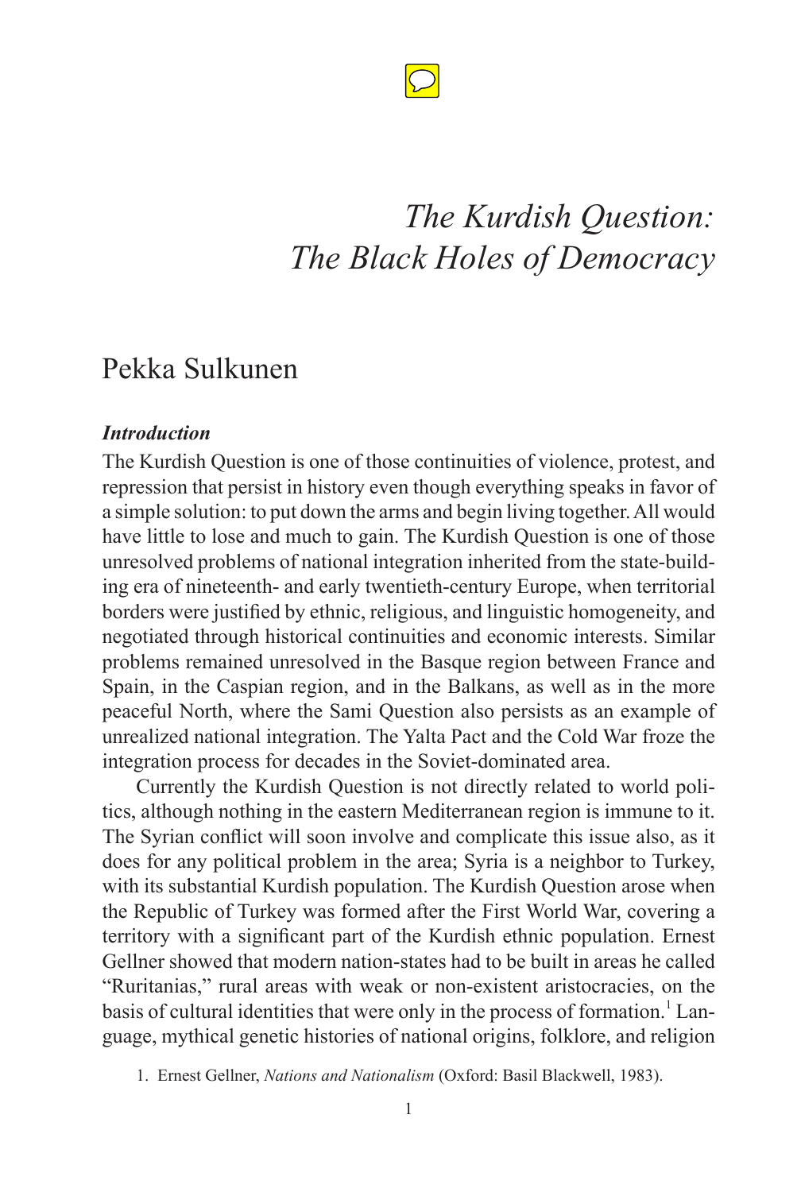# *The Kurdish Question: The Black Holes of Democracy*

## Pekka Sulkunen

### *Introduction*

The Kurdish Question is one of those continuities of violence, protest, and repression that persist in history even though everything speaks in favor of a simple solution: to put down the arms and begin living together. All would have little to lose and much to gain. The Kurdish Question is one of those unresolved problems of national integration inherited from the state-building era of nineteenth- and early twentieth-century Europe, when territorial borders were justified by ethnic, religious, and linguistic homogeneity, and negotiated through historical continuities and economic interests. Similar problems remained unresolved in the Basque region between France and Spain, in the Caspian region, and in the Balkans, as well as in the more peaceful North, where the Sami Question also persists as an example of unrealized national integration. The Yalta Pact and the Cold War froze the integration process for decades in the Soviet-dominated area.

Currently the Kurdish Question is not directly related to world politics, although nothing in the eastern Mediterranean region is immune to it. The Syrian conflict will soon involve and complicate this issue also, as it does for any political problem in the area; Syria is a neighbor to Turkey, with its substantial Kurdish population. The Kurdish Question arose when the Republic of Turkey was formed after the First World War, covering a territory with a significant part of the Kurdish ethnic population. Ernest Gellner showed that modern nation-states had to be built in areas he called "Ruritanias," rural areas with weak or non-existent aristocracies, on the basis of cultural identities that were only in the process of formation.[1] Language, mythical genetic histories of national origins, folklore, and religion

1. Ernest Gellner, *Nations and Nationalism* (Oxford: Basil Blackwell, 1983).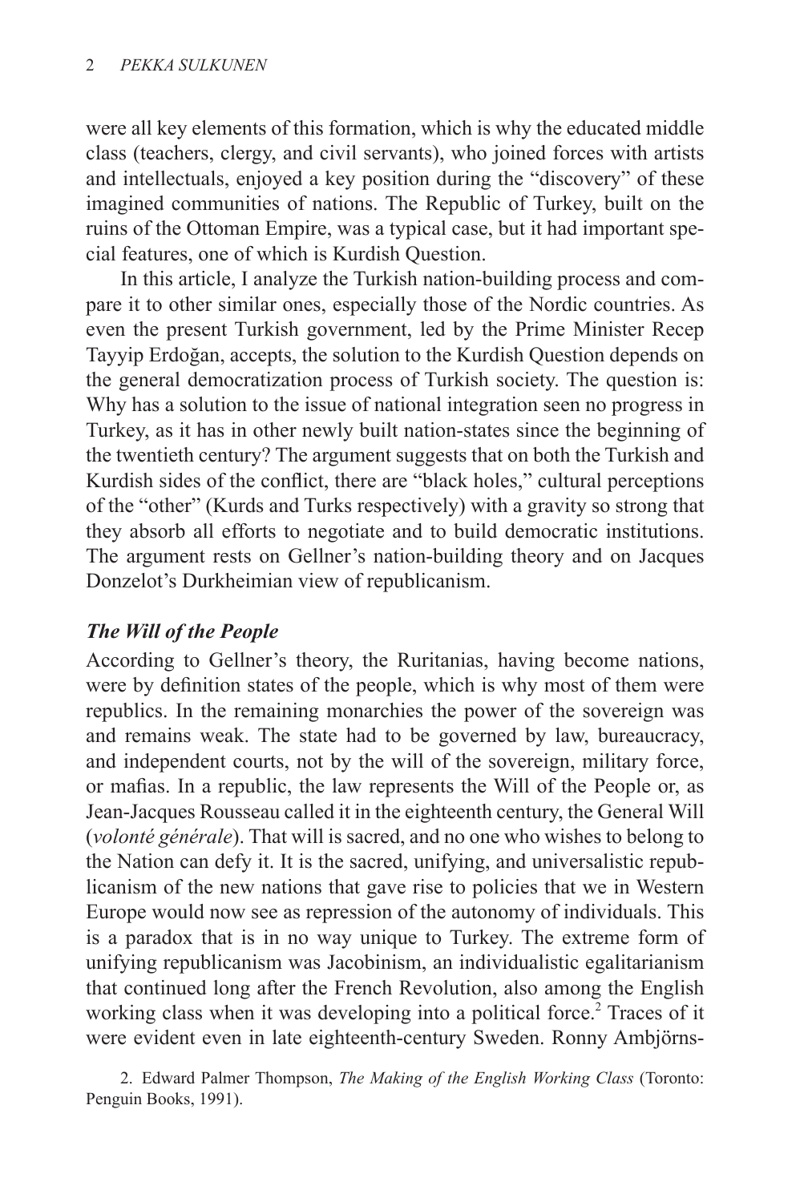were all key elements of this formation, which is why the educated middle class (teachers, clergy, and civil servants), who joined forces with artists and intellectuals, enjoyed a key position during the "discovery" of these imagined communities of nations. The Republic of Turkey, built on the ruins of the Ottoman Empire, was a typical case, but it had important special features, one of which is Kurdish Question.

In this article, I analyze the Turkish nation-building process and compare it to other similar ones, especially those of the Nordic countries. As even the present Turkish government, led by the Prime Minister Recep Tayyip Erdoğan, accepts, the solution to the Kurdish Question depends on the general democratization process of Turkish society. The question is: Why has a solution to the issue of national integration seen no progress in Turkey, as it has in other newly built nation-states since the beginning of the twentieth century? The argument suggests that on both the Turkish and Kurdish sides of the conflict, there are "black holes," cultural perceptions of the "other" (Kurds and Turks respectively) with a gravity so strong that they absorb all efforts to negotiate and to build democratic institutions. The argument rests on Gellner's nation-building theory and on Jacques Donzelot's Durkheimian view of republicanism.

### *The Will of the People*

According to Gellner's theory, the Ruritanias, having become nations, were by definition states of the people, which is why most of them were republics. In the remaining monarchies the power of the sovereign was and remains weak. The state had to be governed by law, bureaucracy, and independent courts, not by the will of the sovereign, military force, or mafias. In a republic, the law represents the Will of the People or, as Jean-Jacques Rousseau called it in the eighteenth century, the General Will (*volonté générale*). That will is sacred, and no one who wishes to belong to the Nation can defy it. It is the sacred, unifying, and universalistic republicanism of the new nations that gave rise to policies that we in Western Europe would now see as repression of the autonomy of individuals. This is a paradox that is in no way unique to Turkey. The extreme form of unifying republicanism was Jacobinism, an individualistic egalitarianism that continued long after the French Revolution, also among the English working class when it was developing into a political force.[2] Traces of it were evident even in late eighteenth-century Sweden. Ronny Ambjörns-

2. Edward Palmer Thompson, *The Making of the English Working Class* (Toronto: Penguin Books, 1991).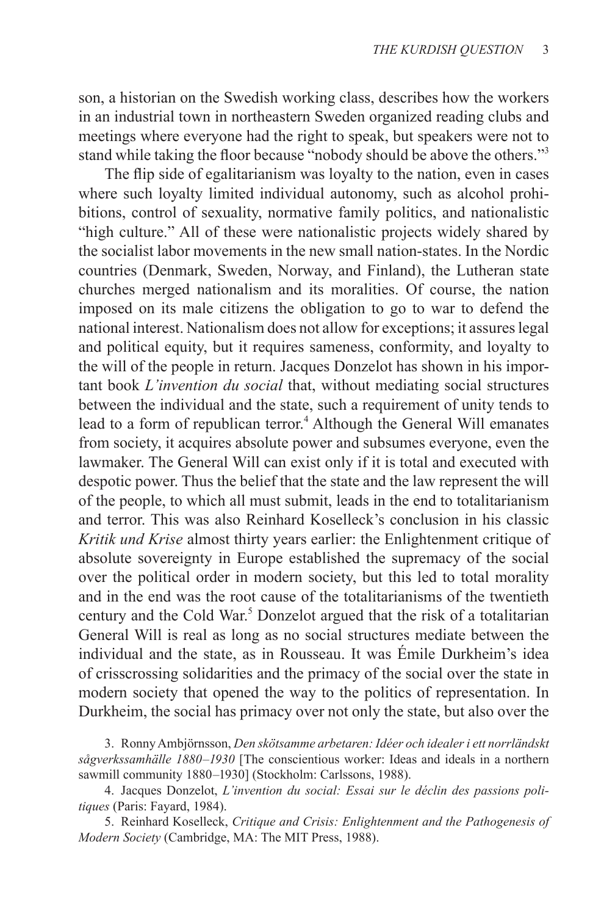son, a historian on the Swedish working class, describes how the workers in an industrial town in northeastern Sweden organized reading clubs and meetings where everyone had the right to speak, but speakers were not to stand while taking the floor because "nobody should be above the others."[3]

The flip side of egalitarianism was loyalty to the nation, even in cases where such loyalty limited individual autonomy, such as alcohol prohibitions, control of sexuality, normative family politics, and nationalistic "high culture." All of these were nationalistic projects widely shared by the socialist labor movements in the new small nation-states. In the Nordic countries (Denmark, Sweden, Norway, and Finland), the Lutheran state churches merged nationalism and its moralities. Of course, the nation imposed on its male citizens the obligation to go to war to defend the national interest. Nationalism does not allow for exceptions; it assures legal and political equity, but it requires sameness, conformity, and loyalty to the will of the people in return. Jacques Donzelot has shown in his important book *L'invention du social* that, without mediating social structures between the individual and the state, such a requirement of unity tends to lead to a form of republican terror.[4] Although the General Will emanates from society, it acquires absolute power and subsumes everyone, even the lawmaker. The General Will can exist only if it is total and executed with despotic power. Thus the belief that the state and the law represent the will of the people, to which all must submit, leads in the end to totalitarianism and terror. This was also Reinhard Koselleck's conclusion in his classic *Kritik und Krise* almost thirty years earlier: the Enlightenment critique of absolute sovereignty in Europe established the supremacy of the social over the political order in modern society, but this led to total morality and in the end was the root cause of the totalitarianisms of the twentieth century and the Cold War.[5] Donzelot argued that the risk of a totalitarian General Will is real as long as no social structures mediate between the individual and the state, as in Rousseau. It was Émile Durkheim's idea of crisscrossing solidarities and the primacy of the social over the state in modern society that opened the way to the politics of representation. In Durkheim, the social has primacy over not only the state, but also over the

3. Ronny Ambjörnsson, *Den skötsamme arbetaren: Idéer och idealer i ett norrländskt sågverkssamhälle 1880–1930* [The conscientious worker: Ideas and ideals in a northern sawmill community 1880–1930] (Stockholm: Carlssons, 1988).

4. Jacques Donzelot, *L'invention du social: Essai sur le déclin des passions politiques* (Paris: Fayard, 1984).

5. Reinhard Koselleck, *Critique and Crisis: Enlightenment and the Pathogenesis of Modern Society* (Cambridge, MA: The MIT Press, 1988).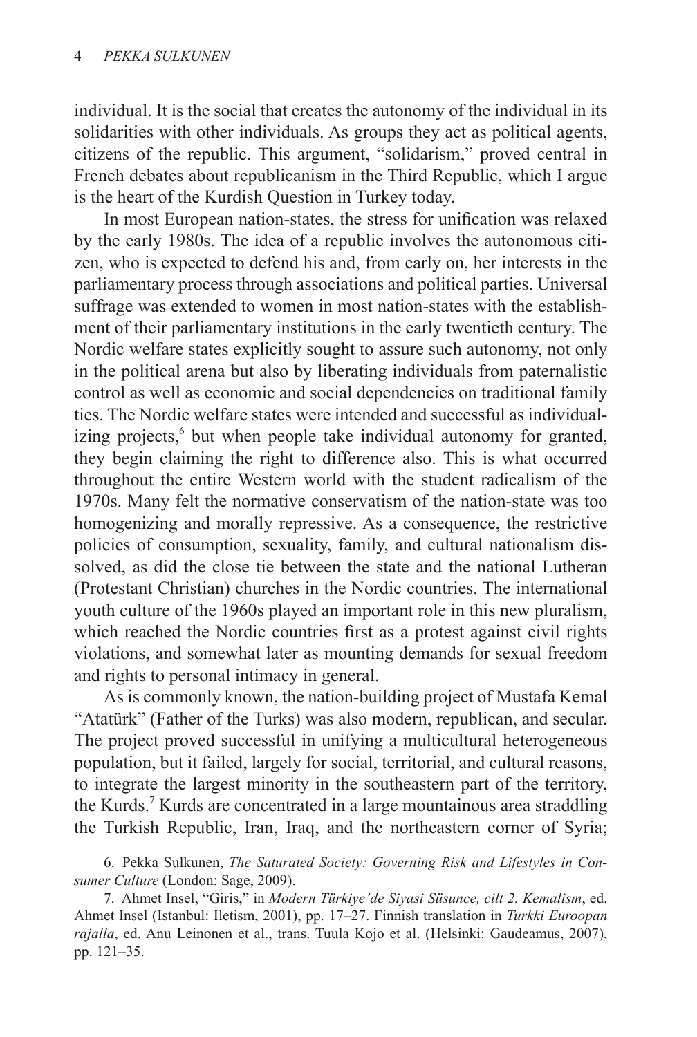individual. It is the social that creates the autonomy of the individual in its solidarities with other individuals. As groups they act as political agents, citizens of the republic. This argument, "solidarism," proved central in French debates about republicanism in the Third Republic, which I argue is the heart of the Kurdish Question in Turkey today.

In most European nation-states, the stress for unification was relaxed by the early 1980s. The idea of a republic involves the autonomous citizen, who is expected to defend his and, from early on, her interests in the parliamentary process through associations and political parties. Universal suffrage was extended to women in most nation-states with the establishment of their parliamentary institutions in the early twentieth century. The Nordic welfare states explicitly sought to assure such autonomy, not only in the political arena but also by liberating individuals from paternalistic control as well as economic and social dependencies on traditional family ties. The Nordic welfare states were intended and successful as individualizing projects,[6] but when people take individual autonomy for granted, they begin claiming the right to difference also. This is what occurred throughout the entire Western world with the student radicalism of the 1970s. Many felt the normative conservatism of the nation-state was too homogenizing and morally repressive. As a consequence, the restrictive policies of consumption, sexuality, family, and cultural nationalism dissolved, as did the close tie between the state and the national Lutheran (Protestant Christian) churches in the Nordic countries. The international youth culture of the 1960s played an important role in this new pluralism, which reached the Nordic countries first as a protest against civil rights violations, and somewhat later as mounting demands for sexual freedom and rights to personal intimacy in general.

As is commonly known, the nation-building project of Mustafa Kemal "Atatürk" (Father of the Turks) was also modern, republican, and secular. The project proved successful in unifying a multicultural heterogeneous population, but it failed, largely for social, territorial, and cultural reasons, to integrate the largest minority in the southeastern part of the territory, the Kurds.[7] Kurds are concentrated in a large mountainous area straddling the Turkish Republic, Iran, Iraq, and the northeastern corner of Syria;

6. Pekka Sulkunen, *The Saturated Society: Governing Risk and Lifestyles in Consumer Culture* (London: Sage, 2009).

7. Ahmet Insel, "Giris," in *Modern Türkiye'de Siyasi Süsunce, cilt 2. Kemalism*, ed. Ahmet Insel (Istanbul: Iletism, 2001), pp. 17–27. Finnish translation in *Turkki Euroopan rajalla*, ed. Anu Leinonen et al., trans. Tuula Kojo et al. (Helsinki: Gaudeamus, 2007), pp. 121–35.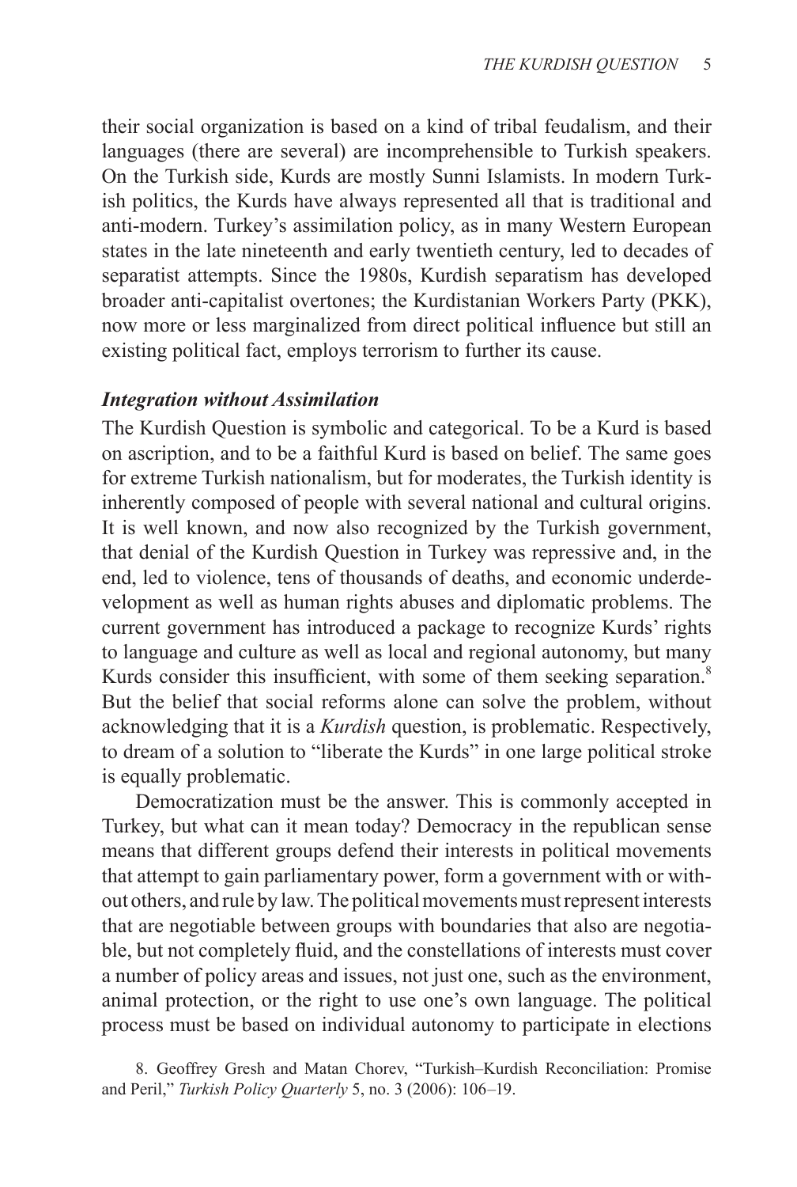their social organization is based on a kind of tribal feudalism, and their languages (there are several) are incomprehensible to Turkish speakers. On the Turkish side, Kurds are mostly Sunni Islamists. In modern Turkish politics, the Kurds have always represented all that is traditional and anti-modern. Turkey's assimilation policy, as in many Western European states in the late nineteenth and early twentieth century, led to decades of separatist attempts. Since the 1980s, Kurdish separatism has developed broader anti-capitalist overtones; the Kurdistanian Workers Party (PKK), now more or less marginalized from direct political influence but still an existing political fact, employs terrorism to further its cause.

### *Integration without Assimilation*

The Kurdish Question is symbolic and categorical. To be a Kurd is based on ascription, and to be a faithful Kurd is based on belief. The same goes for extreme Turkish nationalism, but for moderates, the Turkish identity is inherently composed of people with several national and cultural origins. It is well known, and now also recognized by the Turkish government, that denial of the Kurdish Question in Turkey was repressive and, in the end, led to violence, tens of thousands of deaths, and economic underdevelopment as well as human rights abuses and diplomatic problems. The current government has introduced a package to recognize Kurds' rights to language and culture as well as local and regional autonomy, but many Kurds consider this insufficient, with some of them seeking separation.[8] But the belief that social reforms alone can solve the problem, without acknowledging that it is a *Kurdish* question, is problematic. Respectively, to dream of a solution to "liberate the Kurds" in one large political stroke is equally problematic.

Democratization must be the answer. This is commonly accepted in Turkey, but what can it mean today? Democracy in the republican sense means that different groups defend their interests in political movements that attempt to gain parliamentary power, form a government with or without others, and rule by law. The political movements must represent interests that are negotiable between groups with boundaries that also are negotiable, but not completely fluid, and the constellations of interests must cover a number of policy areas and issues, not just one, such as the environment, animal protection, or the right to use one's own language. The political process must be based on individual autonomy to participate in elections

8. Geoffrey Gresh and Matan Chorev, "Turkish–Kurdish Reconciliation: Promise and Peril," *Turkish Policy Quarterly* 5, no. 3 (2006): 106–19.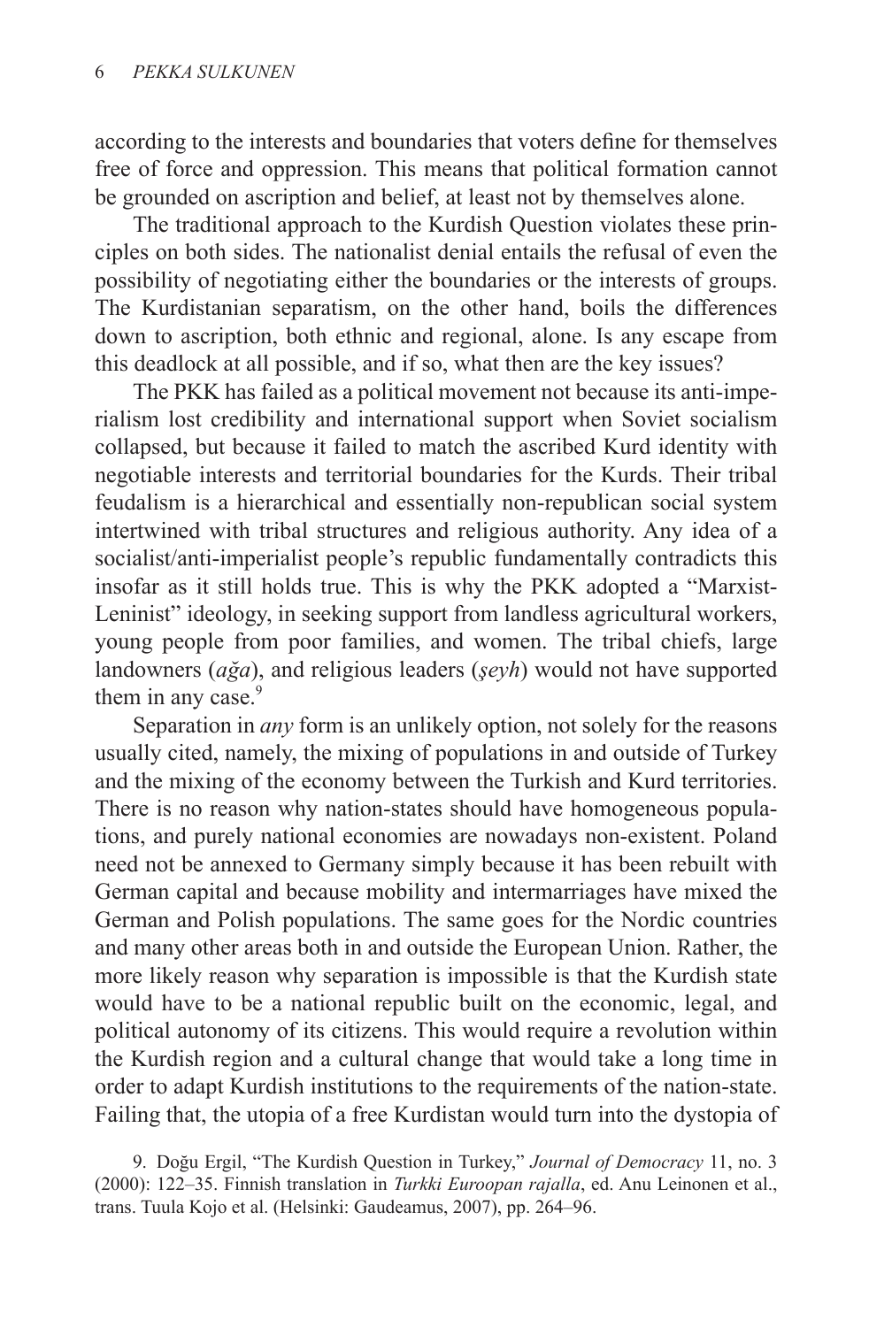according to the interests and boundaries that voters define for themselves free of force and oppression. This means that political formation cannot be grounded on ascription and belief, at least not by themselves alone.

The traditional approach to the Kurdish Question violates these principles on both sides. The nationalist denial entails the refusal of even the possibility of negotiating either the boundaries or the interests of groups. The Kurdistanian separatism, on the other hand, boils the differences down to ascription, both ethnic and regional, alone. Is any escape from this deadlock at all possible, and if so, what then are the key issues?

The PKK has failed as a political movement not because its anti-imperialism lost credibility and international support when Soviet socialism collapsed, but because it failed to match the ascribed Kurd identity with negotiable interests and territorial boundaries for the Kurds. Their tribal feudalism is a hierarchical and essentially non-republican social system intertwined with tribal structures and religious authority. Any idea of a socialist/anti-imperialist people's republic fundamentally contradicts this insofar as it still holds true. This is why the PKK adopted a "Marxist-Leninist" ideology, in seeking support from landless agricultural workers, young people from poor families, and women. The tribal chiefs, large landowners (*ağa*), and religious leaders (*şeyh*) would not have supported them in any case.[9]

Separation in *any* form is an unlikely option, not solely for the reasons usually cited, namely, the mixing of populations in and outside of Turkey and the mixing of the economy between the Turkish and Kurd territories. There is no reason why nation-states should have homogeneous populations, and purely national economies are nowadays non-existent. Poland need not be annexed to Germany simply because it has been rebuilt with German capital and because mobility and intermarriages have mixed the German and Polish populations. The same goes for the Nordic countries and many other areas both in and outside the European Union. Rather, the more likely reason why separation is impossible is that the Kurdish state would have to be a national republic built on the economic, legal, and political autonomy of its citizens. This would require a revolution within the Kurdish region and a cultural change that would take a long time in order to adapt Kurdish institutions to the requirements of the nation-state. Failing that, the utopia of a free Kurdistan would turn into the dystopia of

9. Doğu Ergil, "The Kurdish Question in Turkey," *Journal of Democracy* 11, no. 3 (2000): 122–35. Finnish translation in *Turkki Euroopan rajalla*, ed. Anu Leinonen et al., trans. Tuula Kojo et al. (Helsinki: Gaudeamus, 2007), pp. 264–96.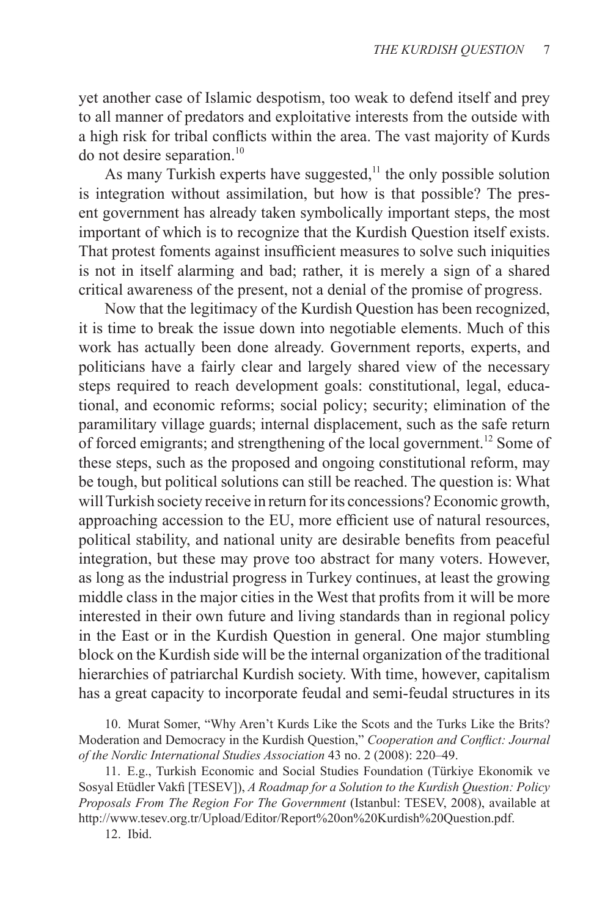yet another case of Islamic despotism, too weak to defend itself and prey to all manner of predators and exploitative interests from the outside with a high risk for tribal conflicts within the area. The vast majority of Kurds do not desire separation.[10]

As many Turkish experts have suggested,[11] the only possible solution is integration without assimilation, but how is that possible? The present government has already taken symbolically important steps, the most important of which is to recognize that the Kurdish Question itself exists. That protest foments against insufficient measures to solve such iniquities is not in itself alarming and bad; rather, it is merely a sign of a shared critical awareness of the present, not a denial of the promise of progress.

Now that the legitimacy of the Kurdish Question has been recognized, it is time to break the issue down into negotiable elements. Much of this work has actually been done already. Government reports, experts, and politicians have a fairly clear and largely shared view of the necessary steps required to reach development goals: constitutional, legal, educational, and economic reforms; social policy; security; elimination of the paramilitary village guards; internal displacement, such as the safe return of forced emigrants; and strengthening of the local government.[12] Some of these steps, such as the proposed and ongoing constitutional reform, may be tough, but political solutions can still be reached. The question is: What will Turkish society receive in return for its concessions? Economic growth, approaching accession to the EU, more efficient use of natural resources, political stability, and national unity are desirable benefits from peaceful integration, but these may prove too abstract for many voters. However, as long as the industrial progress in Turkey continues, at least the growing middle class in the major cities in the West that profits from it will be more interested in their own future and living standards than in regional policy in the East or in the Kurdish Question in general. One major stumbling block on the Kurdish side will be the internal organization of the traditional hierarchies of patriarchal Kurdish society. With time, however, capitalism has a great capacity to incorporate feudal and semi-feudal structures in its

10. Murat Somer, "Why Aren't Kurds Like the Scots and the Turks Like the Brits? Moderation and Democracy in the Kurdish Question," *Cooperation and Conflict: Journal of the Nordic International Studies Association* 43 no. 2 (2008): 220–49.

11. E.g., Turkish Economic and Social Studies Foundation (Türkiye Ekonomik ve Sosyal Etüdler Vakfi [TESEV]), *A Roadmap for a Solution to the Kurdish Question: Policy Proposals From The Region For The Government* (Istanbul: TESEV, 2008), available at http://www.tesev.org.tr/Upload/Editor/Report%20on%20Kurdish%20Question.pdf.

12. Ibid.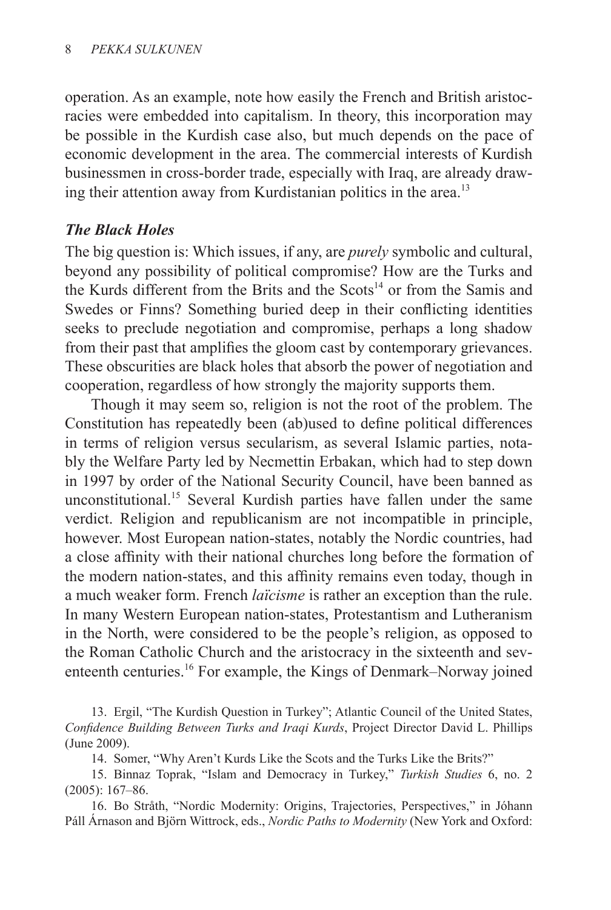operation. As an example, note how easily the French and British aristocracies were embedded into capitalism. In theory, this incorporation may be possible in the Kurdish case also, but much depends on the pace of economic development in the area. The commercial interests of Kurdish businessmen in cross-border trade, especially with Iraq, are already drawing their attention away from Kurdistanian politics in the area.[13]

### *The Black Holes*

The big question is: Which issues, if any, are *purely* symbolic and cultural, beyond any possibility of political compromise? How are the Turks and the Kurds different from the Brits and the Scots[14] or from the Samis and Swedes or Finns? Something buried deep in their conflicting identities seeks to preclude negotiation and compromise, perhaps a long shadow from their past that amplifies the gloom cast by contemporary grievances. These obscurities are black holes that absorb the power of negotiation and cooperation, regardless of how strongly the majority supports them.

Though it may seem so, religion is not the root of the problem. The Constitution has repeatedly been (ab)used to define political differences in terms of religion versus secularism, as several Islamic parties, notably the Welfare Party led by Necmettin Erbakan, which had to step down in 1997 by order of the National Security Council, have been banned as unconstitutional.[15] Several Kurdish parties have fallen under the same verdict. Religion and republicanism are not incompatible in principle, however. Most European nation-states, notably the Nordic countries, had a close affinity with their national churches long before the formation of the modern nation-states, and this affinity remains even today, though in a much weaker form. French *laïcisme* is rather an exception than the rule. In many Western European nation-states, Protestantism and Lutheranism in the North, were considered to be the people's religion, as opposed to the Roman Catholic Church and the aristocracy in the sixteenth and seventeenth centuries.[16] For example, the Kings of Denmark–Norway joined

13. Ergil, "The Kurdish Question in Turkey"; Atlantic Council of the United States, *Confidence Building Between Turks and Iraqi Kurds*, Project Director David L. Phillips (June 2009).

14. Somer, "Why Aren't Kurds Like the Scots and the Turks Like the Brits?"

15. Binnaz Toprak, "Islam and Democracy in Turkey," *Turkish Studies* 6, no. 2 (2005): 167–86.

16. Bo Stråth, "Nordic Modernity: Origins, Trajectories, Perspectives," in Jóhann Páll Árnason and Björn Wittrock, eds., *Nordic Paths to Modernity* (New York and Oxford: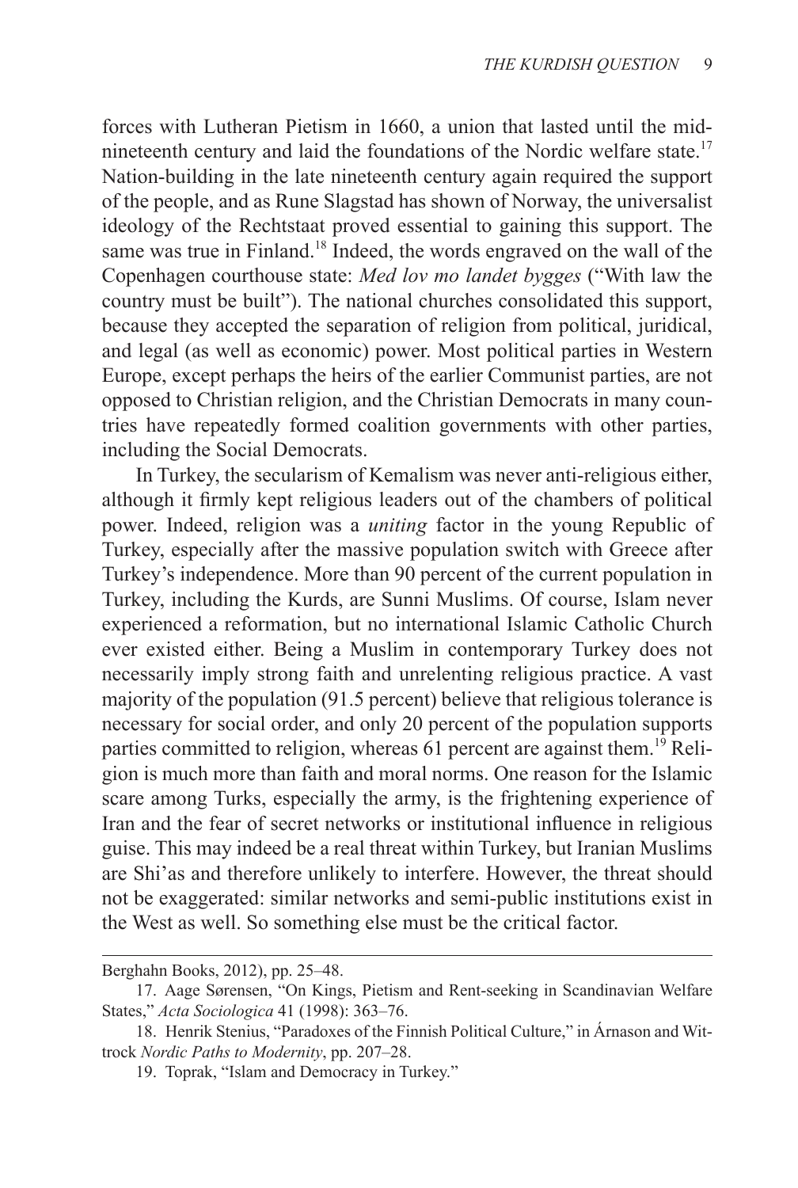forces with Lutheran Pietism in 1660, a union that lasted until the mid-nineteenth century and laid the foundations of the Nordic welfare state.[17] Nation-building in the late nineteenth century again required the support of the people, and as Rune Slagstad has shown of Norway, the universalist ideology of the Rechtstaat proved essential to gaining this support. The same was true in Finland.[18] Indeed, the words engraved on the wall of the Copenhagen courthouse state: *Med lov mo landet bygges* ("With law the country must be built"). The national churches consolidated this support, because they accepted the separation of religion from political, juridical, and legal (as well as economic) power. Most political parties in Western Europe, except perhaps the heirs of the earlier Communist parties, are not opposed to Christian religion, and the Christian Democrats in many countries have repeatedly formed coalition governments with other parties, including the Social Democrats.

In Turkey, the secularism of Kemalism was never anti-religious either, although it firmly kept religious leaders out of the chambers of political power. Indeed, religion was a *uniting* factor in the young Republic of Turkey, especially after the massive population switch with Greece after Turkey's independence. More than 90 percent of the current population in Turkey, including the Kurds, are Sunni Muslims. Of course, Islam never experienced a reformation, but no international Islamic Catholic Church ever existed either. Being a Muslim in contemporary Turkey does not necessarily imply strong faith and unrelenting religious practice. A vast majority of the population (91.5 percent) believe that religious tolerance is necessary for social order, and only 20 percent of the population supports parties committed to religion, whereas 61 percent are against them.[19] Religion is much more than faith and moral norms. One reason for the Islamic scare among Turks, especially the army, is the frightening experience of Iran and the fear of secret networks or institutional influence in religious guise. This may indeed be a real threat within Turkey, but Iranian Muslims are Shi'as and therefore unlikely to interfere. However, the threat should not be exaggerated: similar networks and semi-public institutions exist in the West as well. So something else must be the critical factor.

---

Berghahn Books, 2012), pp. 25–48.

17. Aage Sørensen, "On Kings, Pietism and Rent-seeking in Scandinavian Welfare States," *Acta Sociologica* 41 (1998): 363–76.

18. Henrik Stenius, "Paradoxes of the Finnish Political Culture," in Árnason and Wittrock *Nordic Paths to Modernity*, pp. 207–28.

19. Toprak, "Islam and Democracy in Turkey."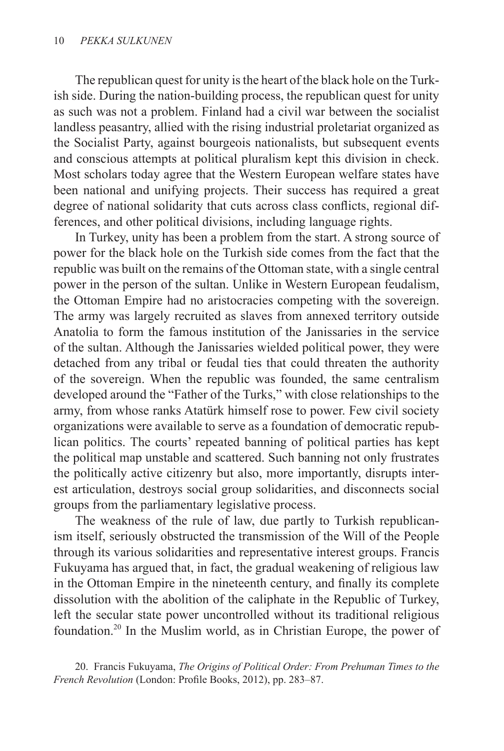The republican quest for unity is the heart of the black hole on the Turkish side. During the nation-building process, the republican quest for unity as such was not a problem. Finland had a civil war between the socialist landless peasantry, allied with the rising industrial proletariat organized as the Socialist Party, against bourgeois nationalists, but subsequent events and conscious attempts at political pluralism kept this division in check. Most scholars today agree that the Western European welfare states have been national and unifying projects. Their success has required a great degree of national solidarity that cuts across class conflicts, regional differences, and other political divisions, including language rights.

In Turkey, unity has been a problem from the start. A strong source of power for the black hole on the Turkish side comes from the fact that the republic was built on the remains of the Ottoman state, with a single central power in the person of the sultan. Unlike in Western European feudalism, the Ottoman Empire had no aristocracies competing with the sovereign. The army was largely recruited as slaves from annexed territory outside Anatolia to form the famous institution of the Janissaries in the service of the sultan. Although the Janissaries wielded political power, they were detached from any tribal or feudal ties that could threaten the authority of the sovereign. When the republic was founded, the same centralism developed around the "Father of the Turks," with close relationships to the army, from whose ranks Atatürk himself rose to power. Few civil society organizations were available to serve as a foundation of democratic republican politics. The courts' repeated banning of political parties has kept the political map unstable and scattered. Such banning not only frustrates the politically active citizenry but also, more importantly, disrupts interest articulation, destroys social group solidarities, and disconnects social groups from the parliamentary legislative process.

The weakness of the rule of law, due partly to Turkish republicanism itself, seriously obstructed the transmission of the Will of the People through its various solidarities and representative interest groups. Francis Fukuyama has argued that, in fact, the gradual weakening of religious law in the Ottoman Empire in the nineteenth century, and finally its complete dissolution with the abolition of the caliphate in the Republic of Turkey, left the secular state power uncontrolled without its traditional religious foundation.[20] In the Muslim world, as in Christian Europe, the power of

20. Francis Fukuyama, *The Origins of Political Order: From Prehuman Times to the French Revolution* (London: Profile Books, 2012), pp. 283–87.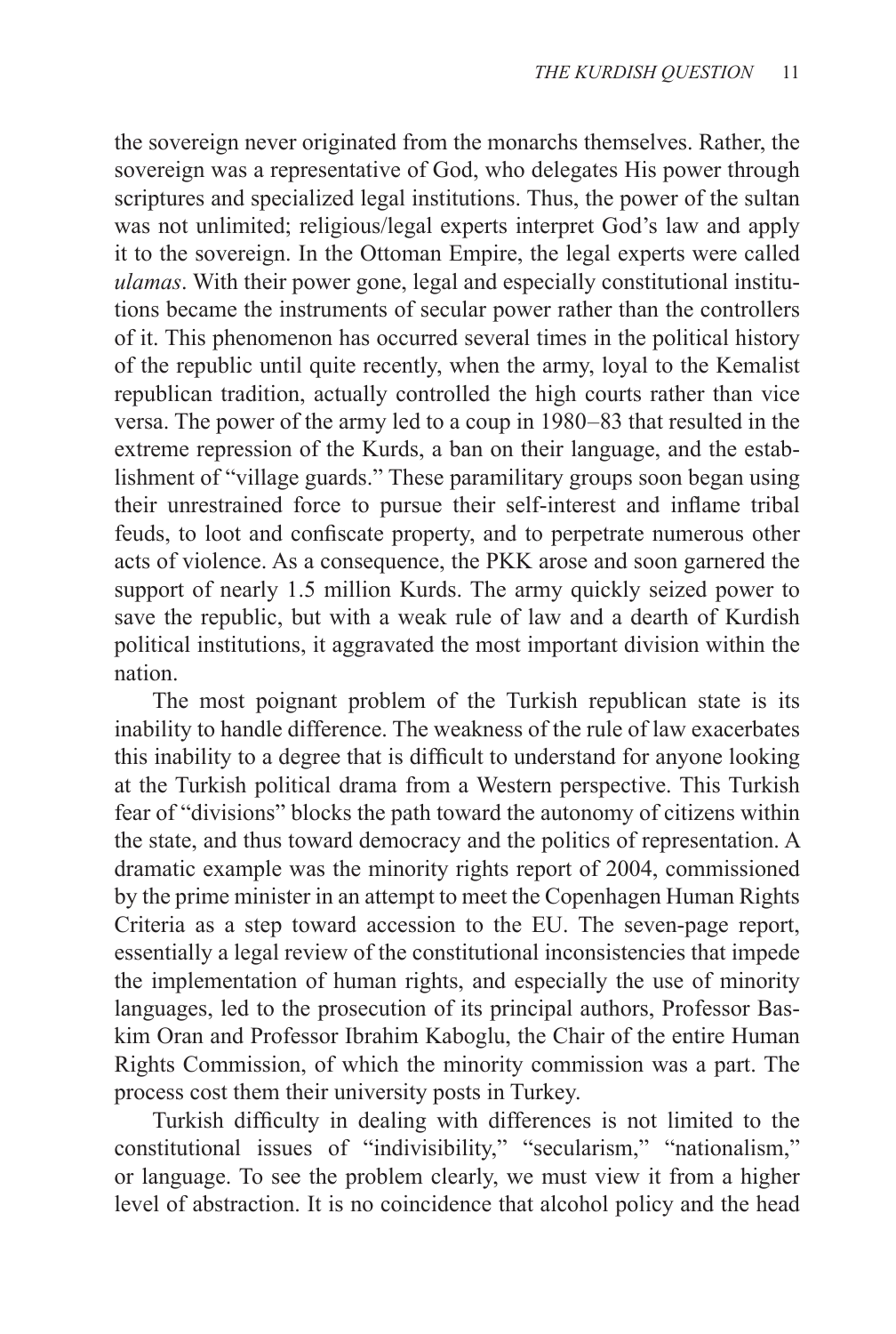the sovereign never originated from the monarchs themselves. Rather, the sovereign was a representative of God, who delegates His power through scriptures and specialized legal institutions. Thus, the power of the sultan was not unlimited; religious/legal experts interpret God's law and apply it to the sovereign. In the Ottoman Empire, the legal experts were called *ulamas*. With their power gone, legal and especially constitutional institutions became the instruments of secular power rather than the controllers of it. This phenomenon has occurred several times in the political history of the republic until quite recently, when the army, loyal to the Kemalist republican tradition, actually controlled the high courts rather than vice versa. The power of the army led to a coup in 1980–83 that resulted in the extreme repression of the Kurds, a ban on their language, and the establishment of "village guards." These paramilitary groups soon began using their unrestrained force to pursue their self-interest and inflame tribal feuds, to loot and confiscate property, and to perpetrate numerous other acts of violence. As a consequence, the PKK arose and soon garnered the support of nearly 1.5 million Kurds. The army quickly seized power to save the republic, but with a weak rule of law and a dearth of Kurdish political institutions, it aggravated the most important division within the nation.

The most poignant problem of the Turkish republican state is its inability to handle difference. The weakness of the rule of law exacerbates this inability to a degree that is difficult to understand for anyone looking at the Turkish political drama from a Western perspective. This Turkish fear of "divisions" blocks the path toward the autonomy of citizens within the state, and thus toward democracy and the politics of representation. A dramatic example was the minority rights report of 2004, commissioned by the prime minister in an attempt to meet the Copenhagen Human Rights Criteria as a step toward accession to the EU. The seven-page report, essentially a legal review of the constitutional inconsistencies that impede the implementation of human rights, and especially the use of minority languages, led to the prosecution of its principal authors, Professor Baskim Oran and Professor Ibrahim Kaboglu, the Chair of the entire Human Rights Commission, of which the minority commission was a part. The process cost them their university posts in Turkey.

Turkish difficulty in dealing with differences is not limited to the constitutional issues of "indivisibility," "secularism," "nationalism," or language. To see the problem clearly, we must view it from a higher level of abstraction. It is no coincidence that alcohol policy and the head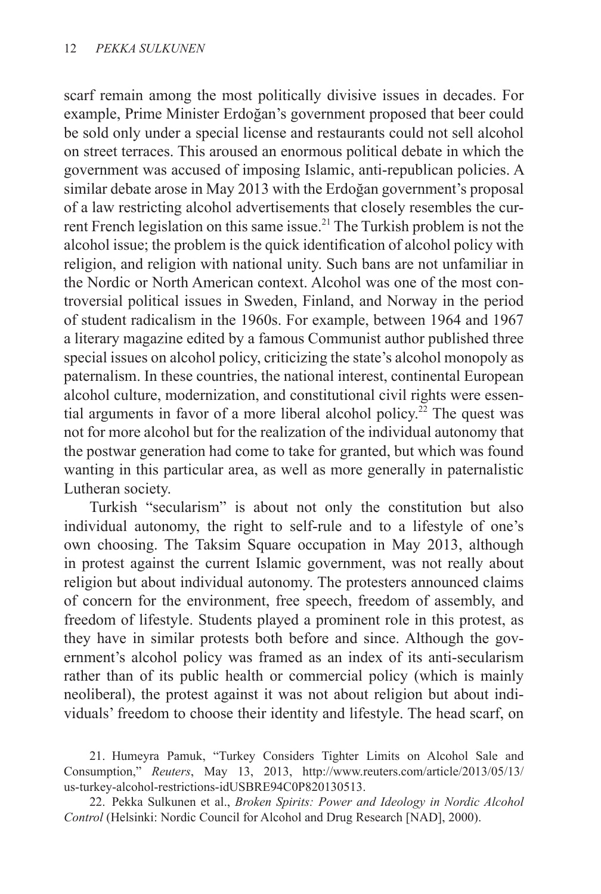scarf remain among the most politically divisive issues in decades. For example, Prime Minister Erdoğan's government proposed that beer could be sold only under a special license and restaurants could not sell alcohol on street terraces. This aroused an enormous political debate in which the government was accused of imposing Islamic, anti-republican policies. A similar debate arose in May 2013 with the Erdoğan government's proposal of a law restricting alcohol advertisements that closely resembles the current French legislation on this same issue.[21] The Turkish problem is not the alcohol issue; the problem is the quick identification of alcohol policy with religion, and religion with national unity. Such bans are not unfamiliar in the Nordic or North American context. Alcohol was one of the most controversial political issues in Sweden, Finland, and Norway in the period of student radicalism in the 1960s. For example, between 1964 and 1967 a literary magazine edited by a famous Communist author published three special issues on alcohol policy, criticizing the state's alcohol monopoly as paternalism. In these countries, the national interest, continental European alcohol culture, modernization, and constitutional civil rights were essential arguments in favor of a more liberal alcohol policy.[22] The quest was not for more alcohol but for the realization of the individual autonomy that the postwar generation had come to take for granted, but which was found wanting in this particular area, as well as more generally in paternalistic Lutheran society.

Turkish "secularism" is about not only the constitution but also individual autonomy, the right to self-rule and to a lifestyle of one's own choosing. The Taksim Square occupation in May 2013, although in protest against the current Islamic government, was not really about religion but about individual autonomy. The protesters announced claims of concern for the environment, free speech, freedom of assembly, and freedom of lifestyle. Students played a prominent role in this protest, as they have in similar protests both before and since. Although the government's alcohol policy was framed as an index of its anti-secularism rather than of its public health or commercial policy (which is mainly neoliberal), the protest against it was not about religion but about individuals' freedom to choose their identity and lifestyle. The head scarf, on

21. Humeyra Pamuk, "Turkey Considers Tighter Limits on Alcohol Sale and Consumption," *Reuters*, May 13, 2013, http://www.reuters.com/article/2013/05/13/us-turkey-alcohol-restrictions-idUSBRE94C0P820130513.

22. Pekka Sulkunen et al., *Broken Spirits: Power and Ideology in Nordic Alcohol Control* (Helsinki: Nordic Council for Alcohol and Drug Research [NAD], 2000).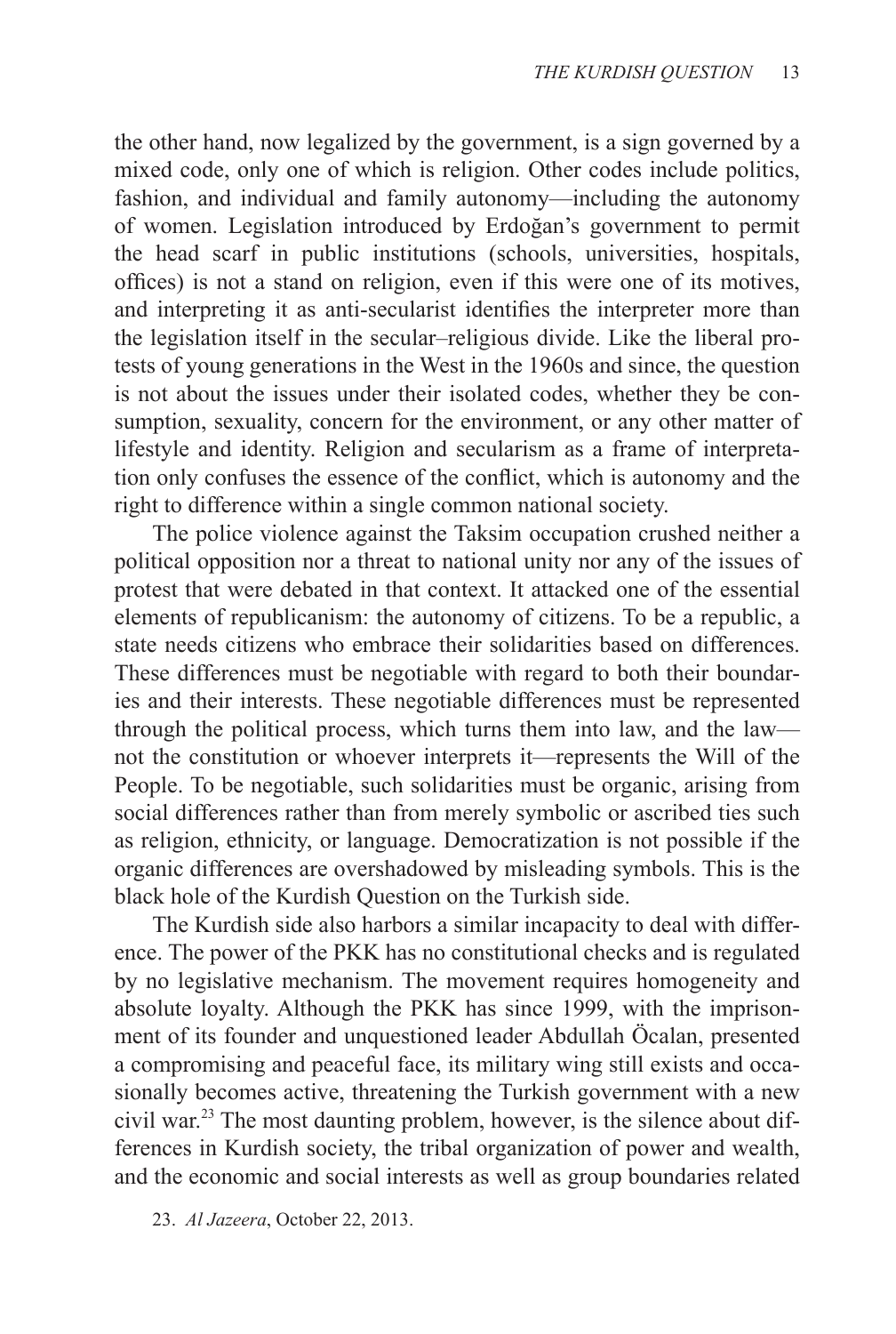the other hand, now legalized by the government, is a sign governed by a mixed code, only one of which is religion. Other codes include politics, fashion, and individual and family autonomy—including the autonomy of women. Legislation introduced by Erdoğan's government to permit the head scarf in public institutions (schools, universities, hospitals, offices) is not a stand on religion, even if this were one of its motives, and interpreting it as anti-secularist identifies the interpreter more than the legislation itself in the secular–religious divide. Like the liberal protests of young generations in the West in the 1960s and since, the question is not about the issues under their isolated codes, whether they be consumption, sexuality, concern for the environment, or any other matter of lifestyle and identity. Religion and secularism as a frame of interpretation only confuses the essence of the conflict, which is autonomy and the right to difference within a single common national society.

The police violence against the Taksim occupation crushed neither a political opposition nor a threat to national unity nor any of the issues of protest that were debated in that context. It attacked one of the essential elements of republicanism: the autonomy of citizens. To be a republic, a state needs citizens who embrace their solidarities based on differences. These differences must be negotiable with regard to both their boundaries and their interests. These negotiable differences must be represented through the political process, which turns them into law, and the law—not the constitution or whoever interprets it—represents the Will of the People. To be negotiable, such solidarities must be organic, arising from social differences rather than from merely symbolic or ascribed ties such as religion, ethnicity, or language. Democratization is not possible if the organic differences are overshadowed by misleading symbols. This is the black hole of the Kurdish Question on the Turkish side.

The Kurdish side also harbors a similar incapacity to deal with difference. The power of the PKK has no constitutional checks and is regulated by no legislative mechanism. The movement requires homogeneity and absolute loyalty. Although the PKK has since 1999, with the imprisonment of its founder and unquestioned leader Abdullah Öcalan, presented a compromising and peaceful face, its military wing still exists and occasionally becomes active, threatening the Turkish government with a new civil war.[23] The most daunting problem, however, is the silence about differences in Kurdish society, the tribal organization of power and wealth, and the economic and social interests as well as group boundaries related

23. *Al Jazeera*, October 22, 2013.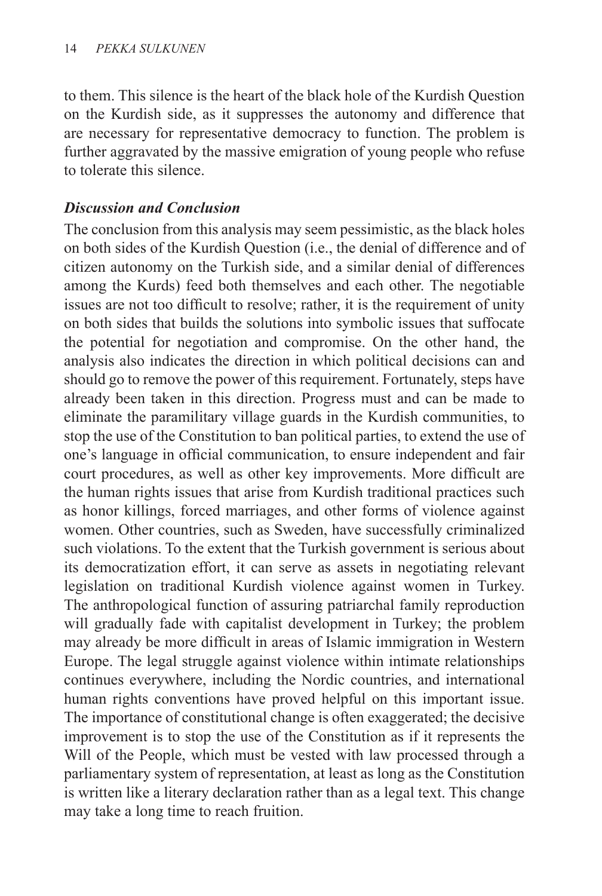to them. This silence is the heart of the black hole of the Kurdish Question on the Kurdish side, as it suppresses the autonomy and difference that are necessary for representative democracy to function. The problem is further aggravated by the massive emigration of young people who refuse to tolerate this silence.

### *Discussion and Conclusion*

The conclusion from this analysis may seem pessimistic, as the black holes on both sides of the Kurdish Question (i.e., the denial of difference and of citizen autonomy on the Turkish side, and a similar denial of differences among the Kurds) feed both themselves and each other. The negotiable issues are not too difficult to resolve; rather, it is the requirement of unity on both sides that builds the solutions into symbolic issues that suffocate the potential for negotiation and compromise. On the other hand, the analysis also indicates the direction in which political decisions can and should go to remove the power of this requirement. Fortunately, steps have already been taken in this direction. Progress must and can be made to eliminate the paramilitary village guards in the Kurdish communities, to stop the use of the Constitution to ban political parties, to extend the use of one's language in official communication, to ensure independent and fair court procedures, as well as other key improvements. More difficult are the human rights issues that arise from Kurdish traditional practices such as honor killings, forced marriages, and other forms of violence against women. Other countries, such as Sweden, have successfully criminalized such violations. To the extent that the Turkish government is serious about its democratization effort, it can serve as assets in negotiating relevant legislation on traditional Kurdish violence against women in Turkey. The anthropological function of assuring patriarchal family reproduction will gradually fade with capitalist development in Turkey; the problem may already be more difficult in areas of Islamic immigration in Western Europe. The legal struggle against violence within intimate relationships continues everywhere, including the Nordic countries, and international human rights conventions have proved helpful on this important issue. The importance of constitutional change is often exaggerated; the decisive improvement is to stop the use of the Constitution as if it represents the Will of the People, which must be vested with law processed through a parliamentary system of representation, at least as long as the Constitution is written like a literary declaration rather than as a legal text. This change may take a long time to reach fruition.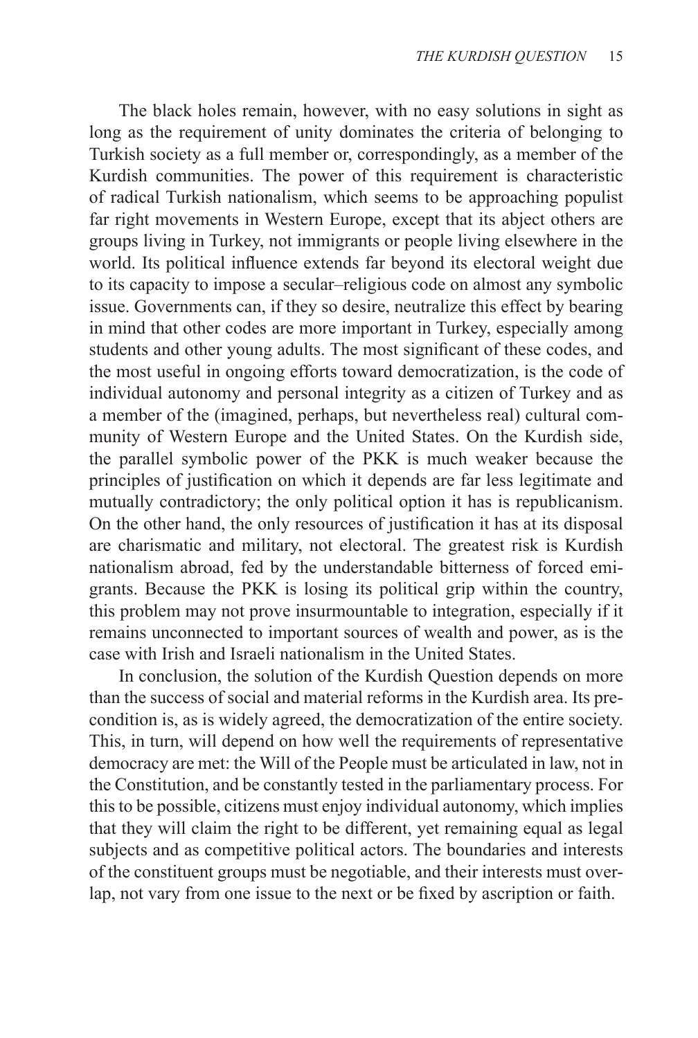The black holes remain, however, with no easy solutions in sight as long as the requirement of unity dominates the criteria of belonging to Turkish society as a full member or, correspondingly, as a member of the Kurdish communities. The power of this requirement is characteristic of radical Turkish nationalism, which seems to be approaching populist far right movements in Western Europe, except that its abject others are groups living in Turkey, not immigrants or people living elsewhere in the world. Its political influence extends far beyond its electoral weight due to its capacity to impose a secular–religious code on almost any symbolic issue. Governments can, if they so desire, neutralize this effect by bearing in mind that other codes are more important in Turkey, especially among students and other young adults. The most significant of these codes, and the most useful in ongoing efforts toward democratization, is the code of individual autonomy and personal integrity as a citizen of Turkey and as a member of the (imagined, perhaps, but nevertheless real) cultural community of Western Europe and the United States. On the Kurdish side, the parallel symbolic power of the PKK is much weaker because the principles of justification on which it depends are far less legitimate and mutually contradictory; the only political option it has is republicanism. On the other hand, the only resources of justification it has at its disposal are charismatic and military, not electoral. The greatest risk is Kurdish nationalism abroad, fed by the understandable bitterness of forced emigrants. Because the PKK is losing its political grip within the country, this problem may not prove insurmountable to integration, especially if it remains unconnected to important sources of wealth and power, as is the case with Irish and Israeli nationalism in the United States.

In conclusion, the solution of the Kurdish Question depends on more than the success of social and material reforms in the Kurdish area. Its precondition is, as is widely agreed, the democratization of the entire society. This, in turn, will depend on how well the requirements of representative democracy are met: the Will of the People must be articulated in law, not in the Constitution, and be constantly tested in the parliamentary process. For this to be possible, citizens must enjoy individual autonomy, which implies that they will claim the right to be different, yet remaining equal as legal subjects and as competitive political actors. The boundaries and interests of the constituent groups must be negotiable, and their interests must overlap, not vary from one issue to the next or be fixed by ascription or faith.